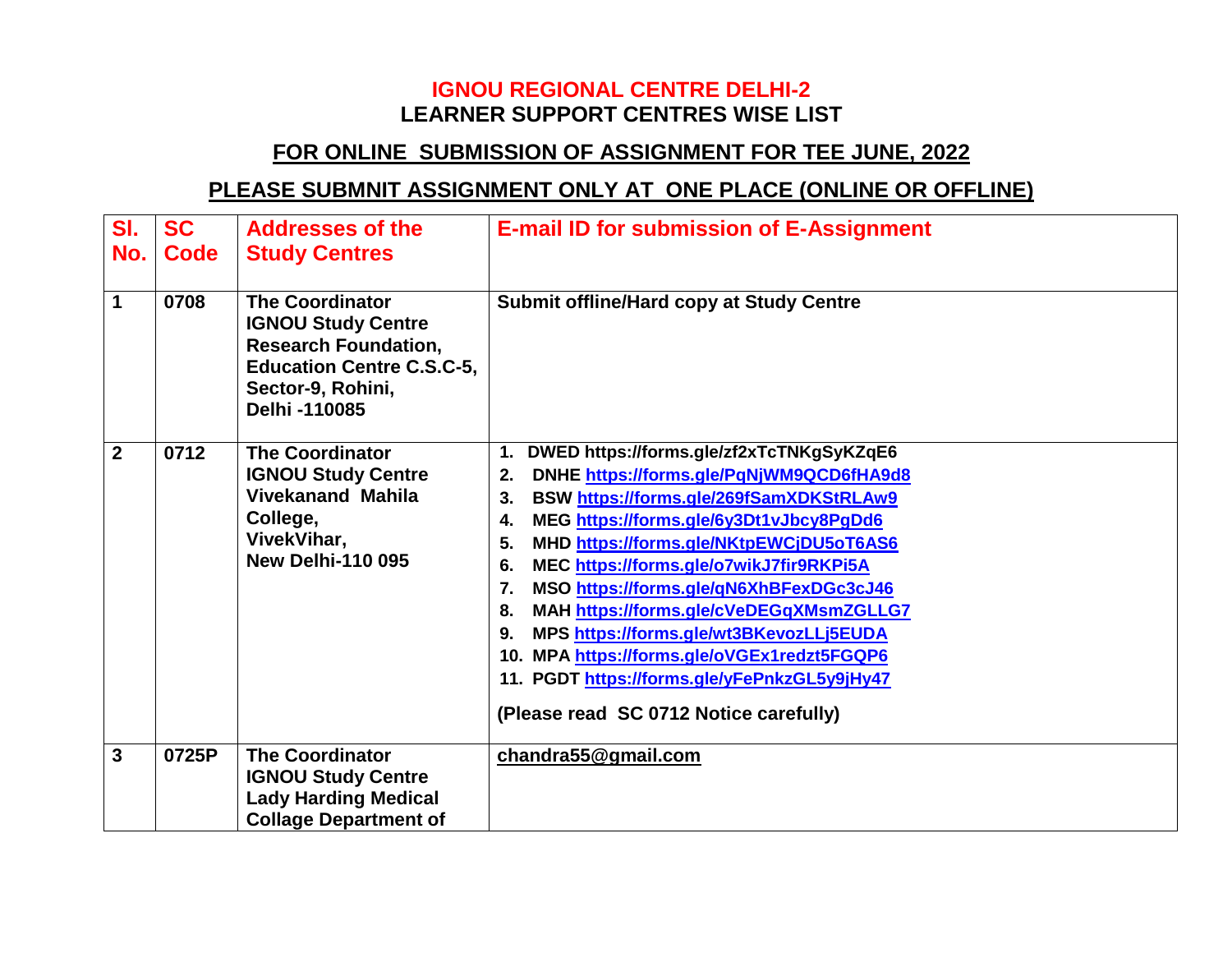# IGNOU REGIONAL CENTRE DELHI-2
## LEARNER SUPPORT CENTRES WISE LIST

## FOR ONLINE SUBMISSION OF ASSIGNMENT FOR TEE JUNE, 2022

## PLEASE SUBMNIT ASSIGNMENT ONLY AT ONE PLACE (ONLINE OR OFFLINE)

| Sl. No. | SC Code | Addresses of the Study Centres | E-mail ID for submission of E-Assignment |
|---|---|---|---|
| 1 | 0708 | The Coordinator<br>IGNOU Study Centre<br>Research Foundation,<br>Education Centre C.S.C-5,<br>Sector-9, Rohini,<br>Delhi -110085 | Submit offline/Hard copy at Study Centre |
| 2 | 0712 | The Coordinator<br>IGNOU Study Centre<br>Vivekanand Mahila College,<br>VivekVihar,<br>New Delhi-110 095 | 1. DWED https://forms.gle/zf2xTcTNKgSyKZqE6<br>2. DNHE https://forms.gle/PqNjWM9QCD6fHA9d8<br>3. BSW https://forms.gle/269fSamXDKStRLAw9<br>4. MEG https://forms.gle/6y3Dt1vJbcy8PgDd6<br>5. MHD https://forms.gle/NKtpEWCjDU5oT6AS6<br>6. MEC https://forms.gle/o7wikJ7fir9RKPi5A<br>7. MSO https://forms.gle/qN6XhBFexDGc3cJ46<br>8. MAH https://forms.gle/cVeDEGqXMsmZGLLG7<br>9. MPS https://forms.gle/wt3BKevozLLj5EUDA<br>10. MPA https://forms.gle/oVGEx1redzt5FGQP6<br>11. PGDT https://forms.gle/yFePnkzGL5y9jHy47<br><br>(Please read SC 0712 Notice carefully) |
| 3 | 0725P | The Coordinator<br>IGNOU Study Centre<br>Lady Harding Medical Collage Department of | chandra55@gmail.com |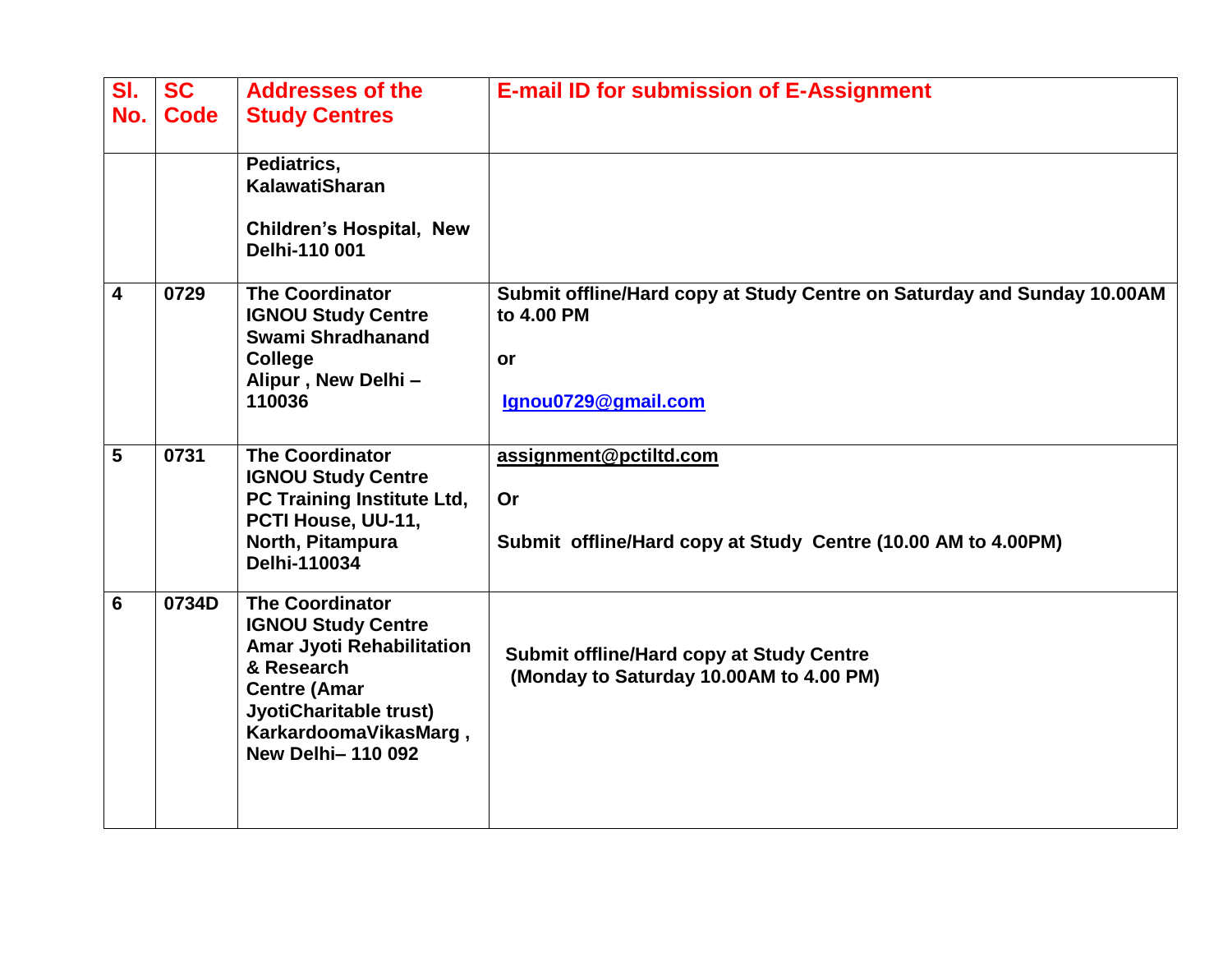| Sl. No. | SC Code | Addresses of the Study Centres | E-mail ID for submission of E-Assignment |
|---|---|---|---|
| | | Pediatrics, KalawatiSharan<br><br>Children's Hospital, New Delhi-110 001 | |
| 4 | 0729 | The Coordinator<br>IGNOU Study Centre<br>Swami Shradhanand College<br>Alipur , New Delhi – 110036 | Submit offline/Hard copy at Study Centre on Saturday and Sunday 10.00AM to 4.00 PM<br><br>or<br><br>Ignou0729@gmail.com |
| 5 | 0731 | The Coordinator<br>IGNOU Study Centre<br>PC Training Institute Ltd, PCTI House, UU-11, North, Pitampura<br>Delhi-110034 | assignment@pctiltd.com<br><br>Or<br><br>Submit offline/Hard copy at Study Centre (10.00 AM to 4.00PM) |
| 6 | 0734D | The Coordinator<br>IGNOU Study Centre<br>Amar Jyoti Rehabilitation & Research<br>Centre (Amar JyotiCharitable trust)<br>KarkardoomaVikasMarg , New Delhi– 110 092 | Submit offline/Hard copy at Study Centre<br>(Monday to Saturday 10.00AM to 4.00 PM) |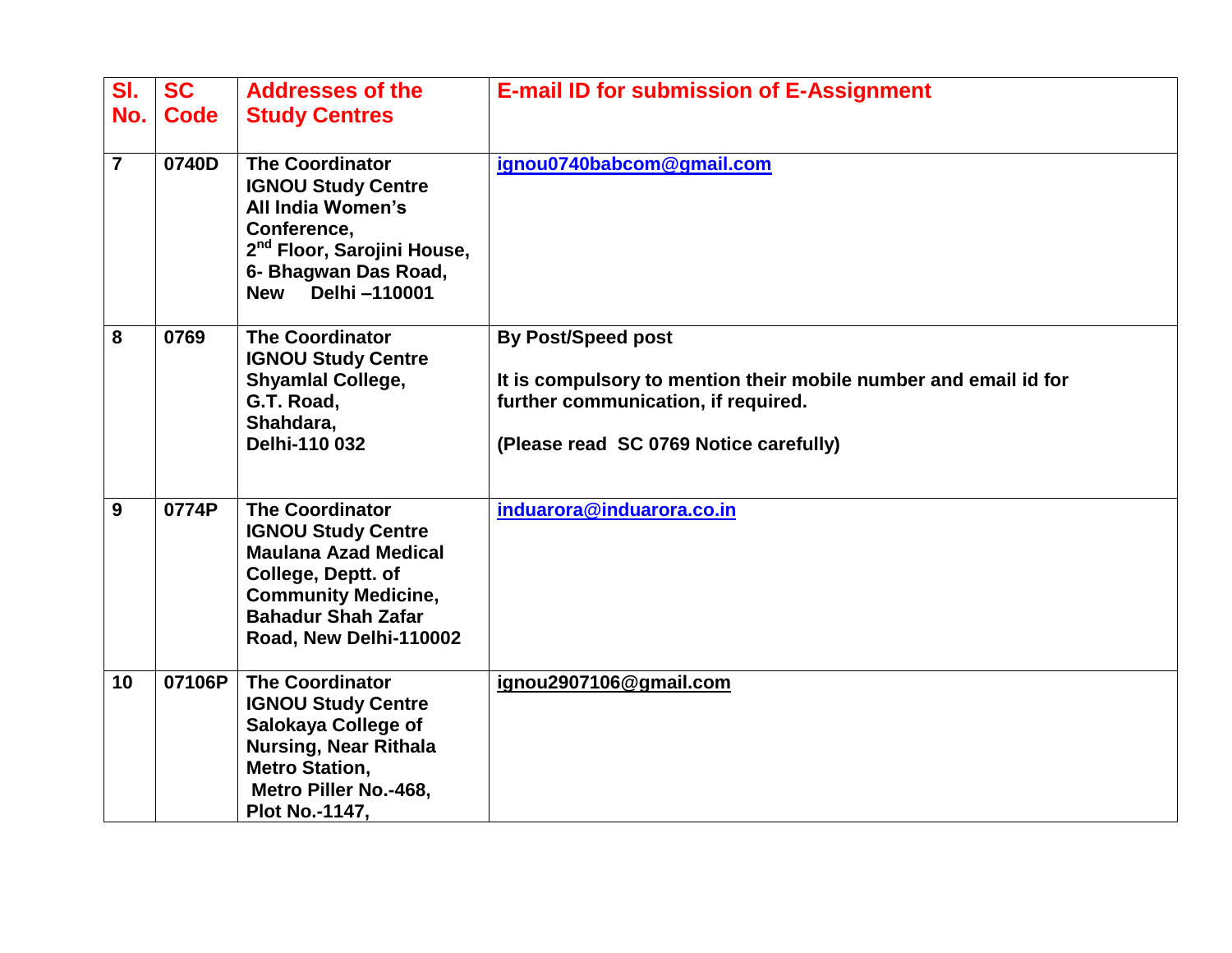| Sl. No. | SC Code | Addresses of the Study Centres | E-mail ID for submission of E-Assignment |
|---|---|---|---|
| 7 | 0740D | The Coordinator<br>IGNOU Study Centre<br>All India Women's Conference,<br>2nd Floor, Sarojini House,<br>6- Bhagwan Das Road,<br>New Delhi –110001 | ignou0740babcom@gmail.com |
| 8 | 0769 | The Coordinator<br>IGNOU Study Centre<br>Shyamlal College,<br>G.T. Road,<br>Shahdara,<br>Delhi-110 032 | By Post/Speed post<br><br>It is compulsory to mention their mobile number and email id for further communication, if required.<br><br>(Please read SC 0769 Notice carefully) |
| 9 | 0774P | The Coordinator<br>IGNOU Study Centre<br>Maulana Azad Medical College, Deptt. of Community Medicine,<br>Bahadur Shah Zafar Road, New Delhi-110002 | induarora@induarora.co.in |
| 10 | 07106P | The Coordinator<br>IGNOU Study Centre<br>Salokaya College of Nursing, Near Rithala Metro Station,<br>Metro Piller No.-468,<br>Plot No.-1147, | ignou2907106@gmail.com |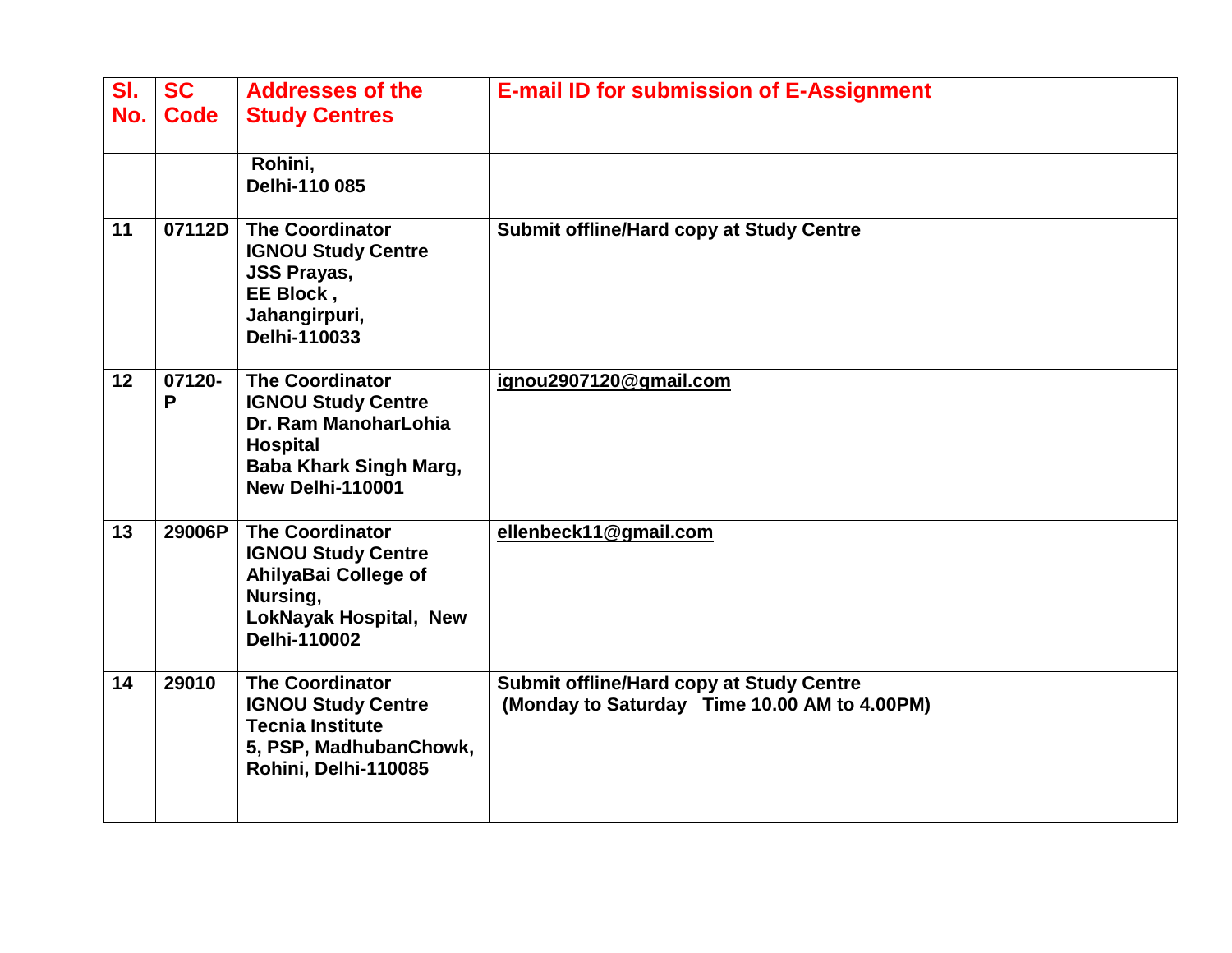| Sl. No. | SC Code | Addresses of the Study Centres | E-mail ID for submission of E-Assignment |
|---|---|---|---|
| | | Rohini,<br>Delhi-110 085 | |
| 11 | 07112D | The Coordinator<br>IGNOU Study Centre<br>JSS Prayas,<br>EE Block ,<br>Jahangirpuri,<br>Delhi-110033 | Submit offline/Hard copy at Study Centre |
| 12 | 07120-P | The Coordinator<br>IGNOU Study Centre<br>Dr. Ram ManoharLohia Hospital<br>Baba Khark Singh Marg,<br>New Delhi-110001 | ignou2907120@gmail.com |
| 13 | 29006P | The Coordinator<br>IGNOU Study Centre<br>AhilyaBai College of Nursing,<br>LokNayak Hospital, New Delhi-110002 | ellenbeck11@gmail.com |
| 14 | 29010 | The Coordinator<br>IGNOU Study Centre<br>Tecnia Institute<br>5, PSP, MadhubanChowk,<br>Rohini, Delhi-110085 | Submit offline/Hard copy at Study Centre<br>(Monday to Saturday Time 10.00 AM to 4.00PM) |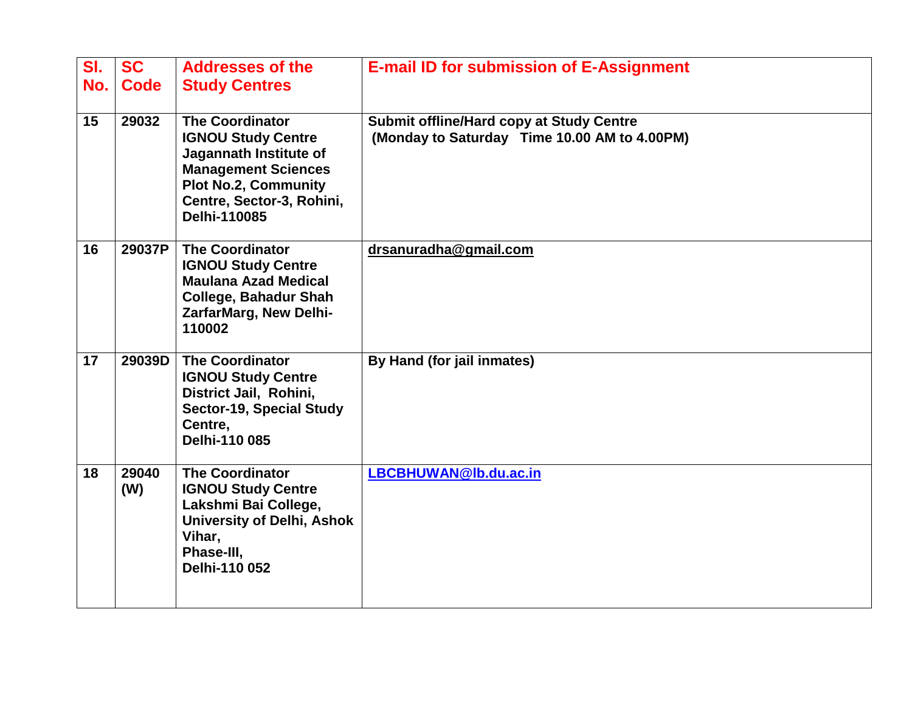| Sl. No. | SC Code | Addresses of the Study Centres | E-mail ID for submission of E-Assignment |
|---|---|---|---|
| 15 | 29032 | The Coordinator<br>IGNOU Study Centre<br>Jagannath Institute of Management Sciences<br>Plot No.2, Community Centre, Sector-3, Rohini, Delhi-110085 | Submit offline/Hard copy at Study Centre<br>(Monday to Saturday Time 10.00 AM to 4.00PM) |
| 16 | 29037P | The Coordinator<br>IGNOU Study Centre<br>Maulana Azad Medical College, Bahadur Shah ZarfarMarg, New Delhi-110002 | drsanuradha@gmail.com |
| 17 | 29039D | The Coordinator<br>IGNOU Study Centre<br>District Jail, Rohini, Sector-19, Special Study Centre,<br>Delhi-110 085 | By Hand (for jail inmates) |
| 18 | 29040 (W) | The Coordinator<br>IGNOU Study Centre<br>Lakshmi Bai College, University of Delhi, Ashok Vihar,<br>Phase-III,<br>Delhi-110 052 | LBCBHUWAN@lb.du.ac.in |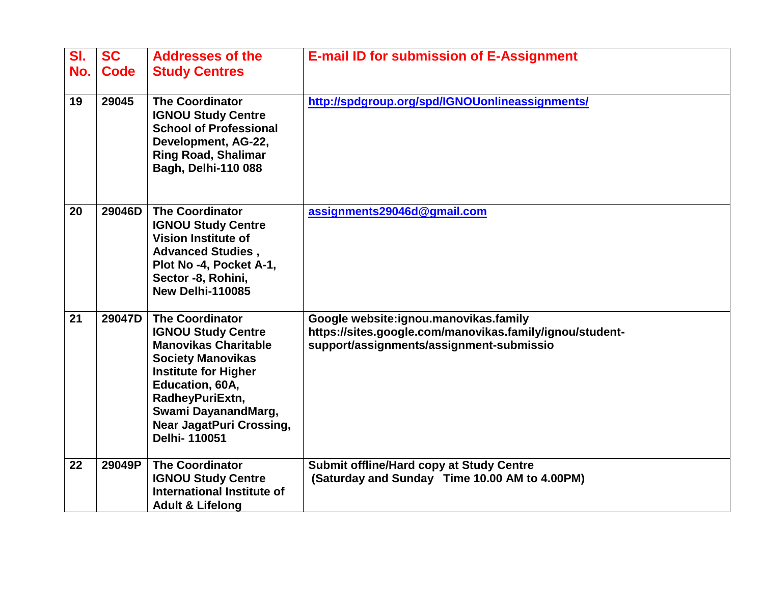| Sl. No. | SC Code | Addresses of the Study Centres | E-mail ID for submission of E-Assignment |
|---|---|---|---|
| 19 | 29045 | The Coordinator IGNOU Study Centre School of Professional Development, AG-22, Ring Road, Shalimar Bagh, Delhi-110 088 | http://spdgroup.org/spd/IGNOUonlineassignments/ |
| 20 | 29046D | The Coordinator IGNOU Study Centre Vision Institute of Advanced Studies , Plot No -4, Pocket A-1, Sector -8, Rohini, New Delhi-110085 | assignments29046d@gmail.com |
| 21 | 29047D | The Coordinator IGNOU Study Centre Manovikas Charitable Society Manovikas Institute for Higher Education, 60A, RadheyPuriExtn, Swami DayanandMarg, Near JagatPuri Crossing, Delhi- 110051 | Google website:ignou.manovikas.family https://sites.google.com/manovikas.family/ignou/student-support/assignments/assignment-submissio |
| 22 | 29049P | The Coordinator IGNOU Study Centre International Institute of Adult & Lifelong | Submit offline/Hard copy at Study Centre (Saturday and Sunday Time 10.00 AM to 4.00PM) |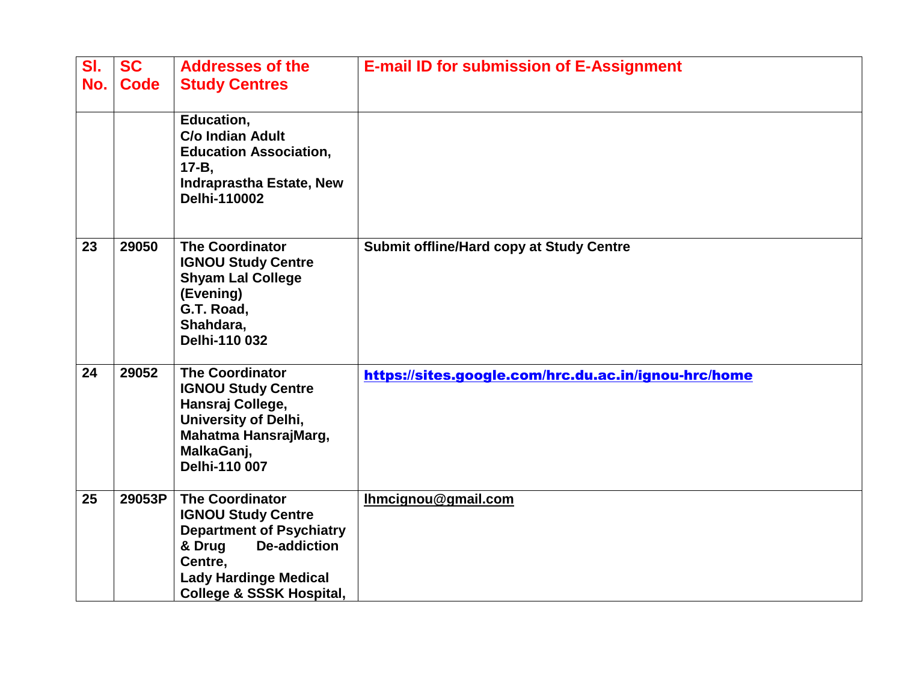| Sl. No. | SC Code | Addresses of the Study Centres | E-mail ID for submission of E-Assignment |
|---|---|---|---|
| | | Education, C/o Indian Adult Education Association, 17-B, Indraprastha Estate, New Delhi-110002 | |
| 23 | 29050 | The Coordinator IGNOU Study Centre Shyam Lal College (Evening) G.T. Road, Shahdara, Delhi-110 032 | Submit offline/Hard copy at Study Centre |
| 24 | 29052 | The Coordinator IGNOU Study Centre Hansraj College, University of Delhi, Mahatma HansrajMarg, MalkaGanj, Delhi-110 007 | https://sites.google.com/hrc.du.ac.in/ignou-hrc/home |
| 25 | 29053P | The Coordinator IGNOU Study Centre Department of Psychiatry & Drug De-addiction Centre, Lady Hardinge Medical College & SSSK Hospital, | lhmcignou@gmail.com |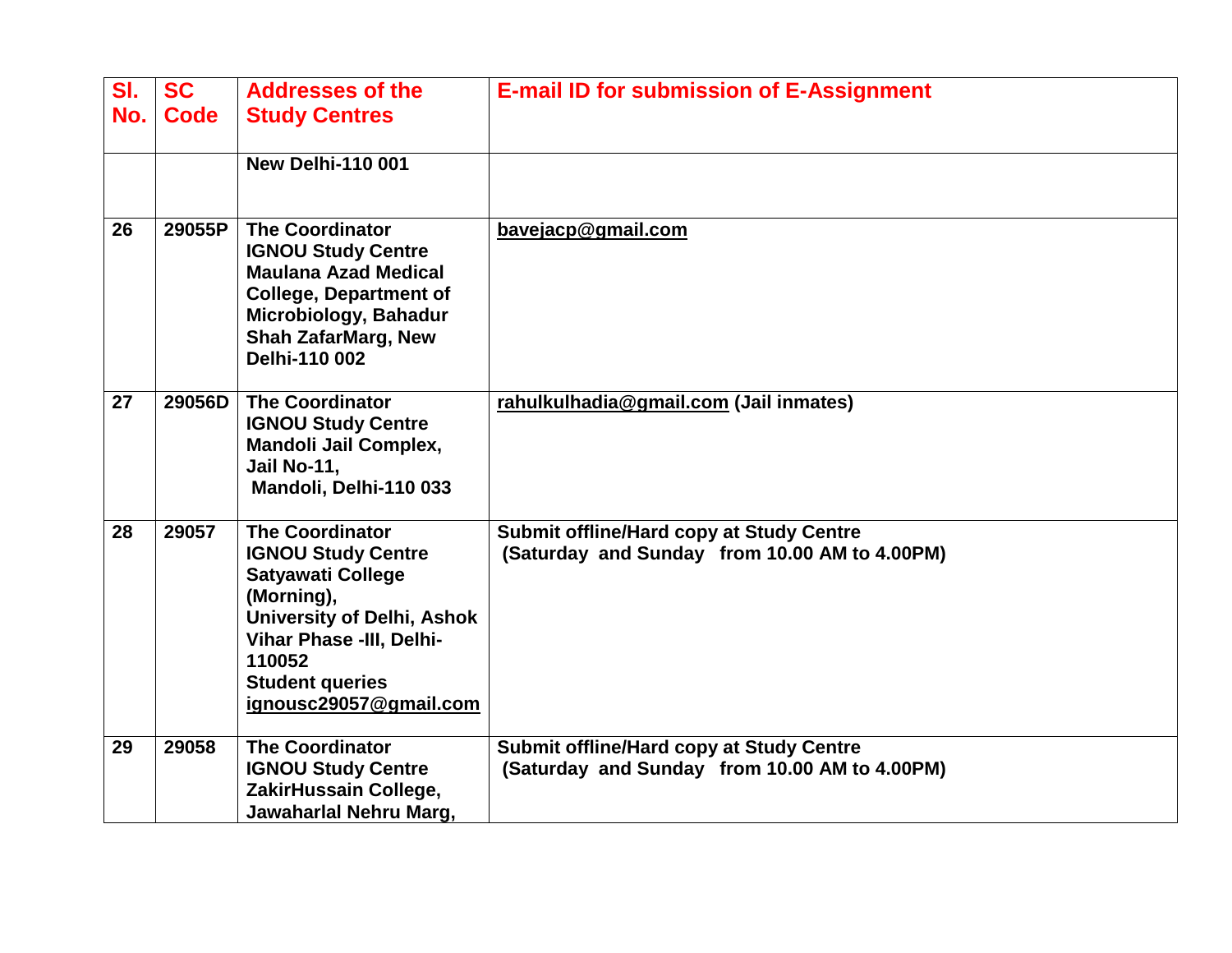| Sl. No. | SC Code | Addresses of the Study Centres | E-mail ID for submission of E-Assignment |
|---|---|---|---|
| | | New Delhi-110 001 | |
| 26 | 29055P | The Coordinator IGNOU Study Centre Maulana Azad Medical College, Department of Microbiology, Bahadur Shah ZafarMarg, New Delhi-110 002 | bavejacp@gmail.com |
| 27 | 29056D | The Coordinator IGNOU Study Centre Mandoli Jail Complex, Jail No-11, Mandoli, Delhi-110 033 | rahulkulhadia@gmail.com (Jail inmates) |
| 28 | 29057 | The Coordinator IGNOU Study Centre Satyawati College (Morning), University of Delhi, Ashok Vihar Phase -III, Delhi-110052 Student queries ignousc29057@gmail.com | Submit offline/Hard copy at Study Centre (Saturday and Sunday from 10.00 AM to 4.00PM) |
| 29 | 29058 | The Coordinator IGNOU Study Centre ZakirHussain College, Jawaharlal Nehru Marg, | Submit offline/Hard copy at Study Centre (Saturday and Sunday from 10.00 AM to 4.00PM) |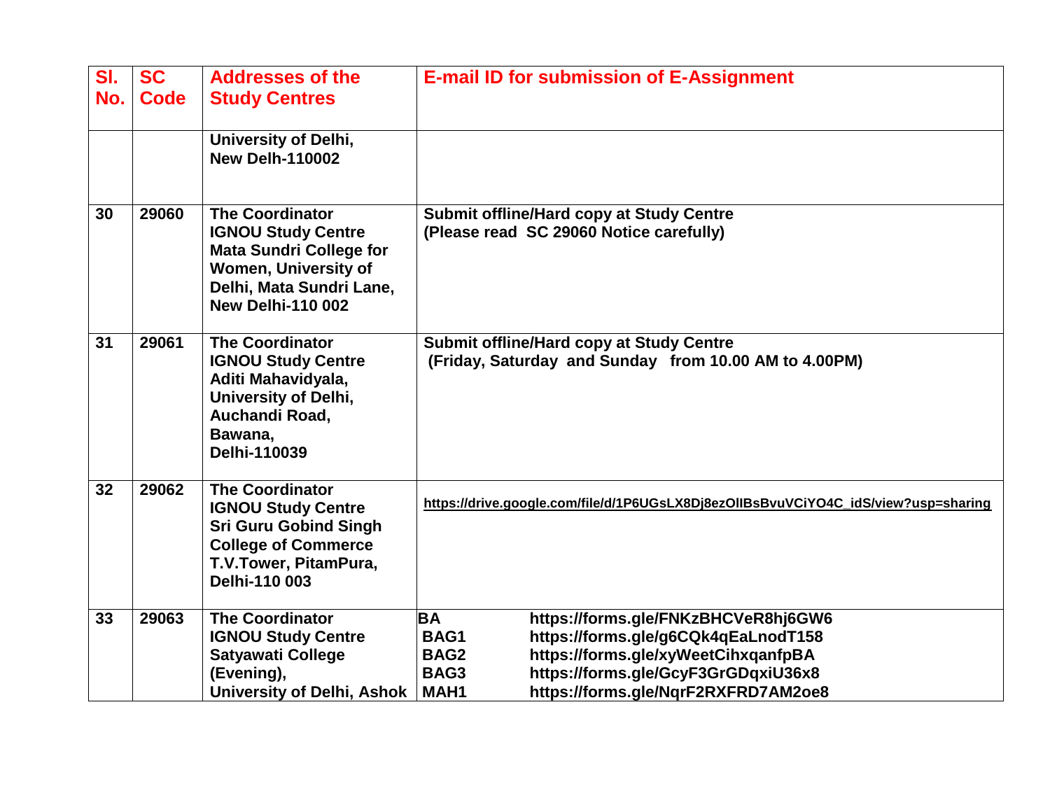| Sl. No. | SC Code | Addresses of the Study Centres | E-mail ID for submission of E-Assignment |
|---|---|---|---|
| | | University of Delhi, New Delh-110002 | |
| 30 | 29060 | The Coordinator IGNOU Study Centre Mata Sundri College for Women, University of Delhi, Mata Sundri Lane, New Delhi-110 002 | Submit offline/Hard copy at Study Centre (Please read SC 29060 Notice carefully) |
| 31 | 29061 | The Coordinator IGNOU Study Centre Aditi Mahavidyala, University of Delhi, Auchandi Road, Bawana, Delhi-110039 | Submit offline/Hard copy at Study Centre (Friday, Saturday and Sunday from 10.00 AM to 4.00PM) |
| 32 | 29062 | The Coordinator IGNOU Study Centre Sri Guru Gobind Singh College of Commerce T.V.Tower, PitamPura, Delhi-110 003 | https://drive.google.com/file/d/1P6UGsLX8Dj8ezOlIBsBvuVCiYO4C_idS/view?usp=sharing |
| 33 | 29063 | The Coordinator IGNOU Study Centre Satyawati College (Evening), University of Delhi, Ashok | BA https://forms.gle/FNKzBHCVeR8hj6GW6<br>BAG1 https://forms.gle/g6CQk4qEaLnodT158<br>BAG2 https://forms.gle/xyWeetCihxqanfpBA<br>BAG3 https://forms.gle/GcyF3GrGDqxiU36x8<br>MAH1 https://forms.gle/NqrF2RXFRD7AM2oe8 |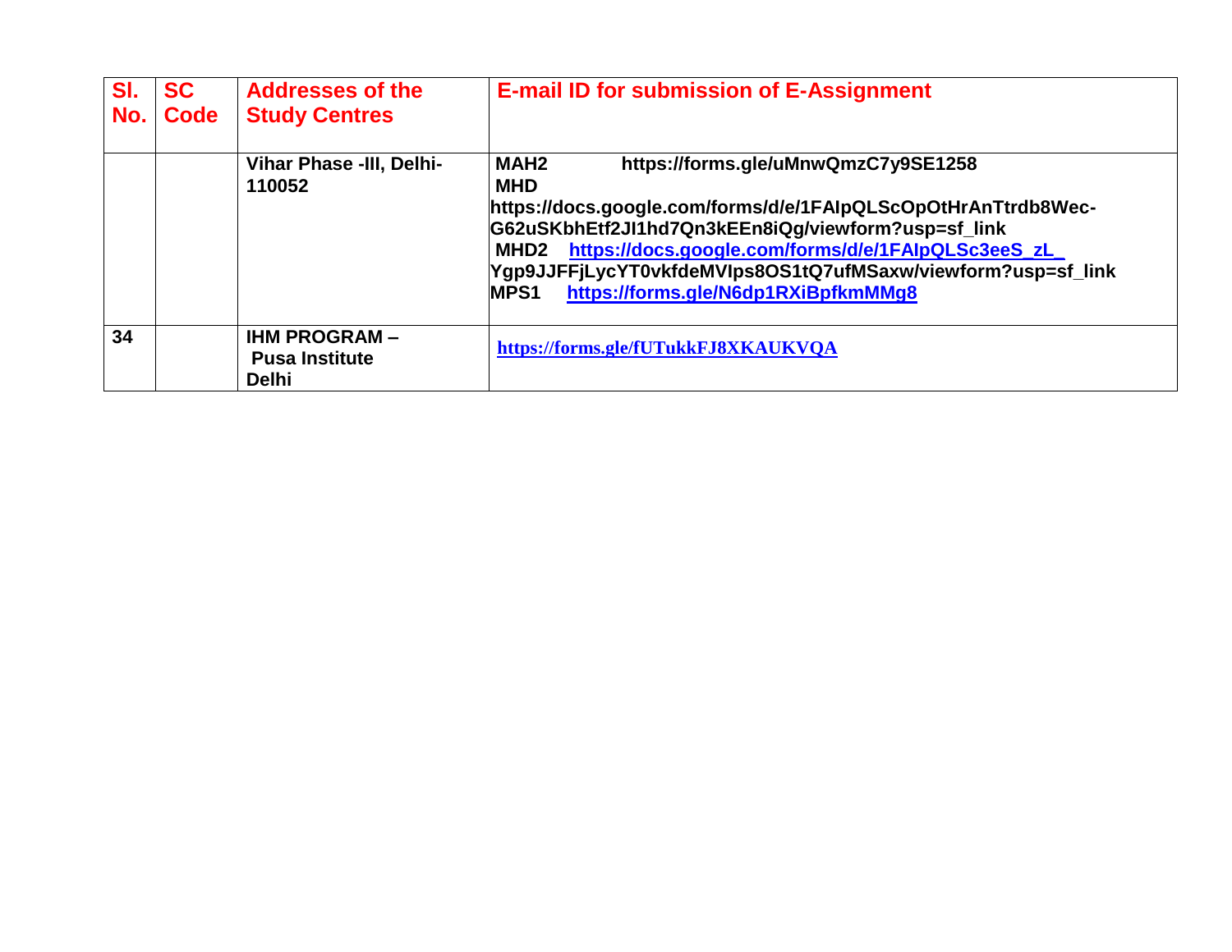| Sl. No. | SC Code | Addresses of the Study Centres | E-mail ID for submission of E-Assignment |
|---|---|---|---|
| | | Vihar Phase -III, Delhi-110052 | MAH2 https://forms.gle/uMnwQmzC7y9SE1258<br>MHD<br>https://docs.google.com/forms/d/e/1FAIpQLScOpOtHrAnTtrdb8Wec-G62uSKbhEtf2JI1hd7Qn3kEEn8iQg/viewform?usp=sf_link<br>MHD2 https://docs.google.com/forms/d/e/1FAIpQLSc3eeS_zL_Ygp9JJFFjLycYT0vkfdeMVIps8OS1tQ7ufMSaxw/viewform?usp=sf_link<br>MPS1 https://forms.gle/N6dp1RXiBpfkmMMg8 |
| 34 | | IHM PROGRAM – Pusa Institute Delhi | https://forms.gle/fUTukkFJ8XKAUKVQA |